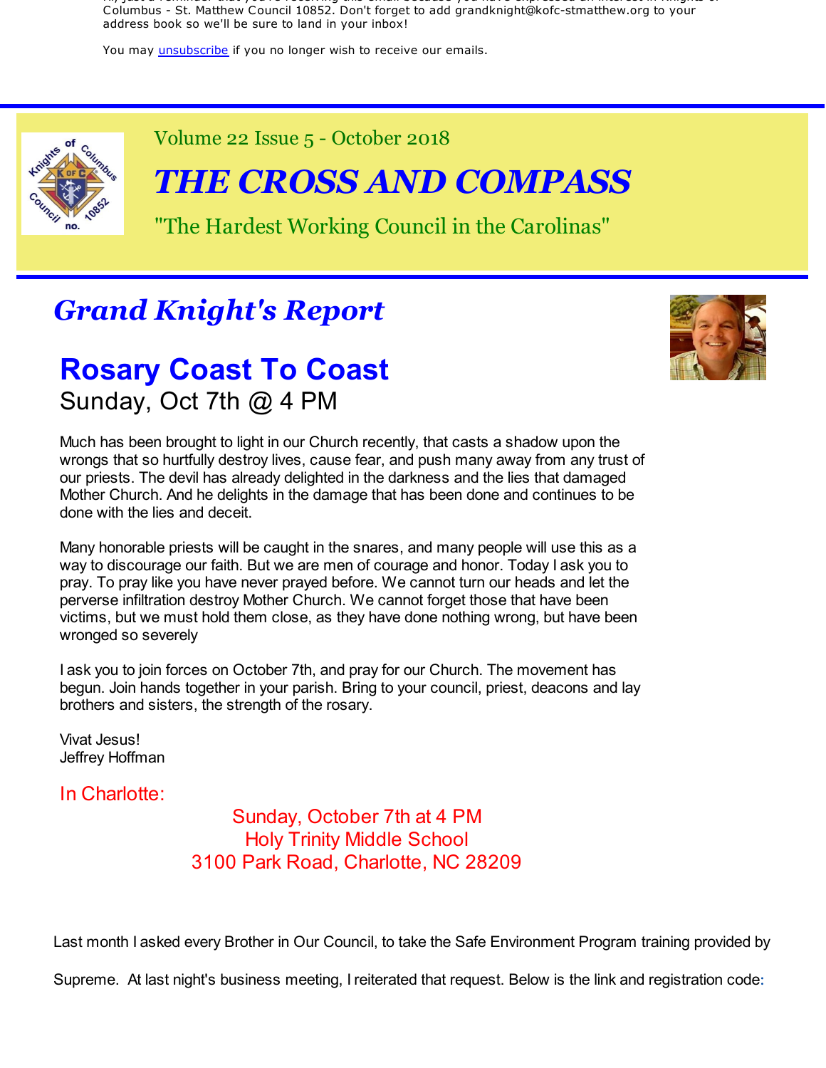Columbus - St. Matthew Council 10852. Don't forget to add grandknight@kofc-stmatthew.org to your address book so we'll be sure to land in your inbox!

You may unsubscribe if you no longer wish to receive our emails.

Volume 22 Issue 5 - October 2018

# *THE CROSS AND COMPASS*

"The Hardest Working Council in the Carolinas"

## *Grand Knight's Report*

## Rosary Coast To Coast

Sunday, Oct 7th @ 4 PM

Much has been brought to light in our Church recently, that casts a shadow upon the wrongs that so hurtfully destroy lives, cause fear, and push many away from any trust of our priests. The devil has already delighted in the darkness and the lies that damaged Mother Church. And he delights in the damage that has been done and continues to be done with the lies and deceit.

Many honorable priests will be caught in the snares, and many people will use this as a way to discourage our faith. But we are men of courage and honor. Today I ask you to pray. To pray like you have never prayed before. We cannot turn our heads and let the perverse infiltration destroy Mother Church. We cannot forget those that have been victims, but we must hold them close, as they have done nothing wrong, but have been wronged so severely

I ask you to join forces on October 7th, and pray for our Church. The movement has begun. Join hands together in your parish. Bring to your council, priest, deacons and lay brothers and sisters, the strength of the rosary.

Vivat Jesus!
Jeffrey Hoffman

In Charlotte:

Sunday, October 7th at 4 PM
Holy Trinity Middle School
3100 Park Road, Charlotte, NC 28209

Last month I asked every Brother in Our Council, to take the Safe Environment Program training provided by Supreme. At last night's business meeting, I reiterated that request. Below is the link and registration code: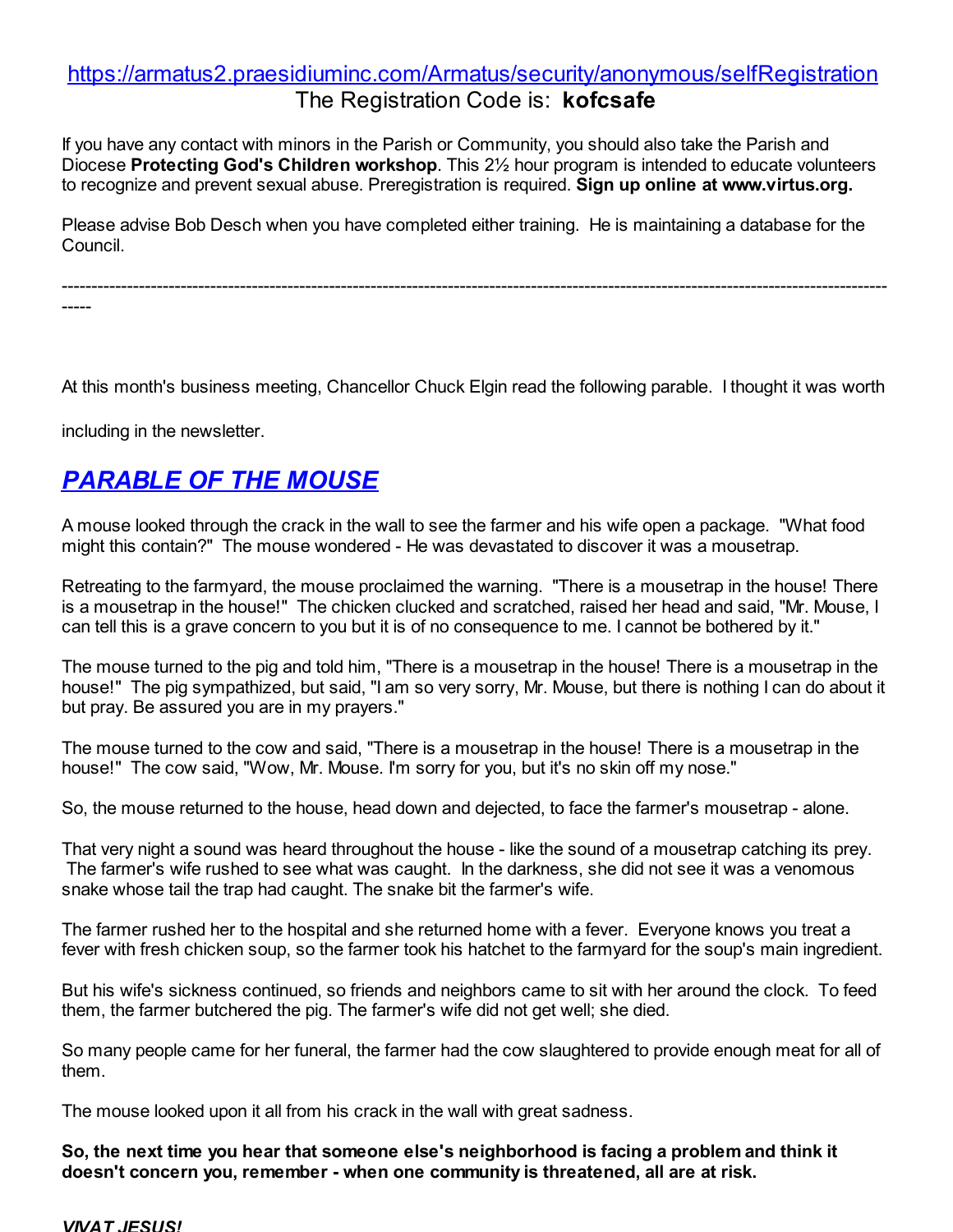https://armatus2.praesidiuminc.com/Armatus/security/anonymous/selfRegistration

The Registration Code is: **kofcsafe**

If you have any contact with minors in the Parish or Community, you should also take the Parish and Diocese **Protecting God's Children workshop**. This 2½ hour program is intended to educate volunteers to recognize and prevent sexual abuse. Preregistration is required. **Sign up online at www.virtus.org.**

Please advise Bob Desch when you have completed either training. He is maintaining a database for the Council.

---

At this month's business meeting, Chancellor Chuck Elgin read the following parable. I thought it was worth including in the newsletter.

## *PARABLE OF THE MOUSE*

A mouse looked through the crack in the wall to see the farmer and his wife open a package. "What food might this contain?" The mouse wondered - He was devastated to discover it was a mousetrap.

Retreating to the farmyard, the mouse proclaimed the warning. "There is a mousetrap in the house! There is a mousetrap in the house!" The chicken clucked and scratched, raised her head and said, "Mr. Mouse, I can tell this is a grave concern to you but it is of no consequence to me. I cannot be bothered by it."

The mouse turned to the pig and told him, "There is a mousetrap in the house! There is a mousetrap in the house!" The pig sympathized, but said, "I am so very sorry, Mr. Mouse, but there is nothing I can do about it but pray. Be assured you are in my prayers."

The mouse turned to the cow and said, "There is a mousetrap in the house! There is a mousetrap in the house!" The cow said, "Wow, Mr. Mouse. I'm sorry for you, but it's no skin off my nose."

So, the mouse returned to the house, head down and dejected, to face the farmer's mousetrap - alone.

That very night a sound was heard throughout the house - like the sound of a mousetrap catching its prey. The farmer's wife rushed to see what was caught. In the darkness, she did not see it was a venomous snake whose tail the trap had caught. The snake bit the farmer's wife.

The farmer rushed her to the hospital and she returned home with a fever. Everyone knows you treat a fever with fresh chicken soup, so the farmer took his hatchet to the farmyard for the soup's main ingredient.

But his wife's sickness continued, so friends and neighbors came to sit with her around the clock. To feed them, the farmer butchered the pig. The farmer's wife did not get well; she died.

So many people came for her funeral, the farmer had the cow slaughtered to provide enough meat for all of them.

The mouse looked upon it all from his crack in the wall with great sadness.

**So, the next time you hear that someone else's neighborhood is facing a problem and think it doesn't concern you, remember - when one community is threatened, all are at risk.**

***VIVAT JESUS!***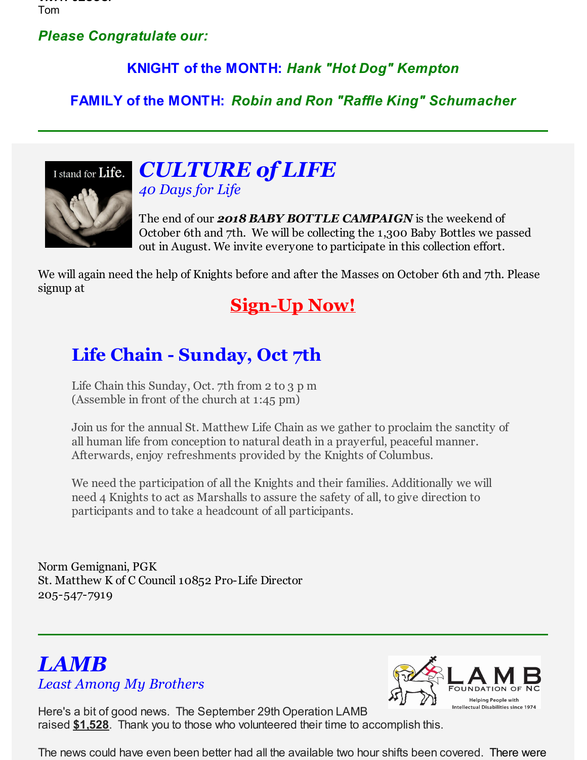Tom

***Please Congratulate our:***

**KNIGHT of the MONTH:** ***Hank "Hot Dog" Kempton***

**FAMILY of the MONTH:** ***Robin and Ron "Raffle King" Schumacher***

---

# *CULTURE of LIFE*

*40 Days for Life*

The end of our ***2018 BABY BOTTLE CAMPAIGN*** is the weekend of October 6th and 7th. We will be collecting the 1,300 Baby Bottles we passed out in August. We invite everyone to participate in this collection effort.

We will again need the help of Knights before and after the Masses on October 6th and 7th. Please signup at

**Sign-Up Now!**

## Life Chain - Sunday, Oct 7th

Life Chain this Sunday, Oct. 7th from 2 to 3 p m
(Assemble in front of the church at 1:45 pm)

Join us for the annual St. Matthew Life Chain as we gather to proclaim the sanctity of all human life from conception to natural death in a prayerful, peaceful manner. Afterwards, enjoy refreshments provided by the Knights of Columbus.

We need the participation of all the Knights and their families. Additionally we will need 4 Knights to act as Marshalls to assure the safety of all, to give direction to participants and to take a headcount of all participants.

Norm Gemignani, PGK
St. Matthew K of C Council 10852 Pro-Life Director
205-547-7919

---

# *LAMB*

*Least Among My Brothers*

Here's a bit of good news. The September 29th Operation LAMB raised **$1,528**. Thank you to those who volunteered their time to accomplish this.

The news could have even been better had all the available two hour shifts been covered. There were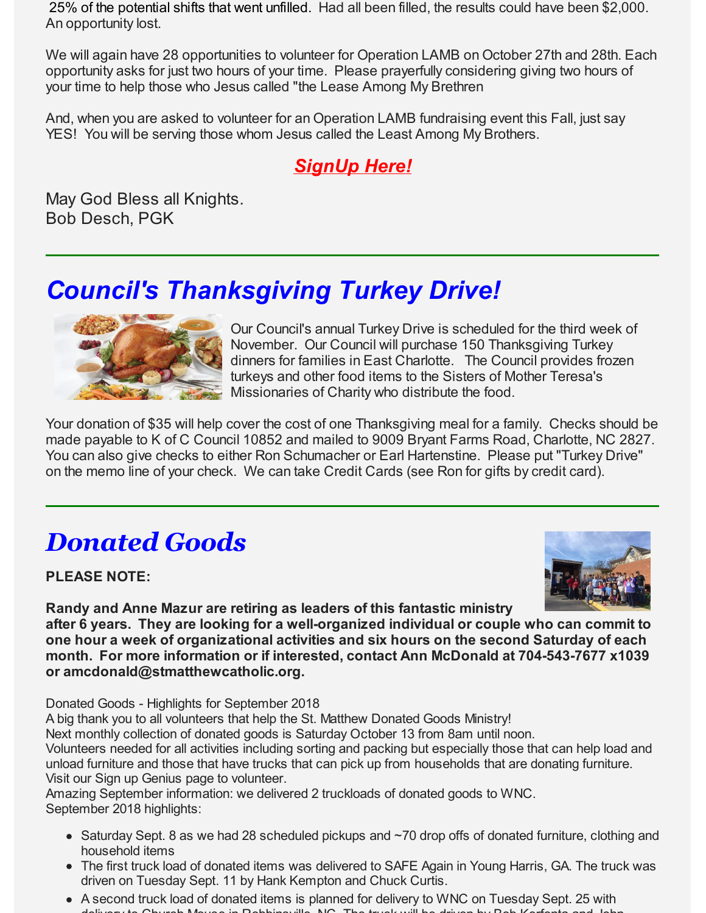25% of the potential shifts that went unfilled. Had all been filled, the results could have been $2,000. An opportunity lost.

We will again have 28 opportunities to volunteer for Operation LAMB on October 27th and 28th. Each opportunity asks for just two hours of your time. Please prayerfully considering giving two hours of your time to help those who Jesus called "the Lease Among My Brethren

And, when you are asked to volunteer for an Operation LAMB fundraising event this Fall, just say YES! You will be serving those whom Jesus called the Least Among My Brothers.

***SignUp Here!***

May God Bless all Knights.
Bob Desch, PGK

---

## *Council's Thanksgiving Turkey Drive!*

Our Council's annual Turkey Drive is scheduled for the third week of November. Our Council will purchase 150 Thanksgiving Turkey dinners for families in East Charlotte. The Council provides frozen turkeys and other food items to the Sisters of Mother Teresa's Missionaries of Charity who distribute the food.

Your donation of $35 will help cover the cost of one Thanksgiving meal for a family. Checks should be made payable to K of C Council 10852 and mailed to 9009 Bryant Farms Road, Charlotte, NC 2827. You can also give checks to either Ron Schumacher or Earl Hartenstine. Please put "Turkey Drive" on the memo line of your check. We can take Credit Cards (see Ron for gifts by credit card).

---

## *Donated Goods*

**PLEASE NOTE:**

**Randy and Anne Mazur are retiring as leaders of this fantastic ministry after 6 years. They are looking for a well-organized individual or couple who can commit to one hour a week of organizational activities and six hours on the second Saturday of each month. For more information or if interested, contact Ann McDonald at 704-543-7677 x1039 or amcdonald@stmatthewcatholic.org.**

Donated Goods - Highlights for September 2018
A big thank you to all volunteers that help the St. Matthew Donated Goods Ministry!
Next monthly collection of donated goods is Saturday October 13 from 8am until noon.
Volunteers needed for all activities including sorting and packing but especially those that can help load and unload furniture and those that have trucks that can pick up from households that are donating furniture.
Visit our Sign up Genius page to volunteer.
Amazing September information: we delivered 2 truckloads of donated goods to WNC.
September 2018 highlights:

- Saturday Sept. 8 as we had 28 scheduled pickups and ~70 drop offs of donated furniture, clothing and household items
- The first truck load of donated items was delivered to SAFE Again in Young Harris, GA. The truck was driven on Tuesday Sept. 11 by Hank Kempton and Chuck Curtis.
- A second truck load of donated items is planned for delivery to WNC on Tuesday Sept. 25 with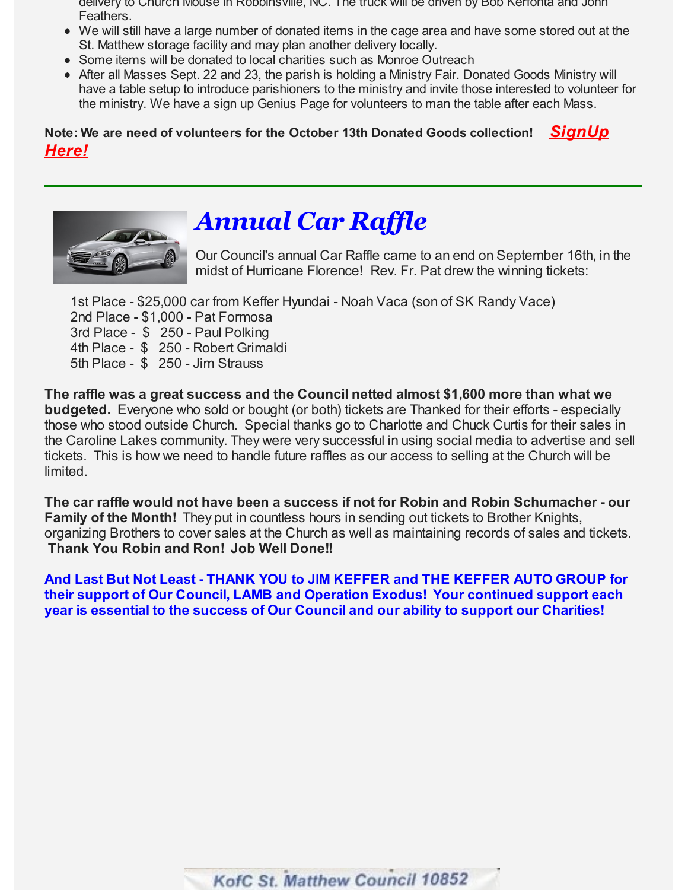delivery to Church Mouse in Robbinsville, NC. The truck will be driven by Bob Kerfonta and John Feathers.

- We will still have a large number of donated items in the cage area and have some stored out at the St. Matthew storage facility and may plan another delivery locally.
- Some items will be donated to local charities such as Monroe Outreach
- After all Masses Sept. 22 and 23, the parish is holding a Ministry Fair. Donated Goods Ministry will have a table setup to introduce parishioners to the ministry and invite those interested to volunteer for the ministry. We have a sign up Genius Page for volunteers to man the table after each Mass.

**Note: We are need of volunteers for the October 13th Donated Goods collection!** ***SignUp Here!***

---

# *Annual Car Raffle*

Our Council's annual Car Raffle came to an end on September 16th, in the midst of Hurricane Florence! Rev. Fr. Pat drew the winning tickets:

1st Place - $25,000 car from Keffer Hyundai - Noah Vaca (son of SK Randy Vace)
2nd Place - $1,000 - Pat Formosa
3rd Place - $ 250 - Paul Polking
4th Place - $ 250 - Robert Grimaldi
5th Place - $ 250 - Jim Strauss

**The raffle was a great success and the Council netted almost $1,600 more than what we budgeted.** Everyone who sold or bought (or both) tickets are Thanked for their efforts - especially those who stood outside Church. Special thanks go to Charlotte and Chuck Curtis for their sales in the Caroline Lakes community. They were very successful in using social media to advertise and sell tickets. This is how we need to handle future raffles as our access to selling at the Church will be limited.

**The car raffle would not have been a success if not for Robin and Robin Schumacher - our Family of the Month!** They put in countless hours in sending out tickets to Brother Knights, organizing Brothers to cover sales at the Church as well as maintaining records of sales and tickets. **Thank You Robin and Ron! Job Well Done!!**

**And Last But Not Least - THANK YOU to JIM KEFFER and THE KEFFER AUTO GROUP for their support of Our Council, LAMB and Operation Exodus! Your continued support each year is essential to the success of Our Council and our ability to support our Charities!**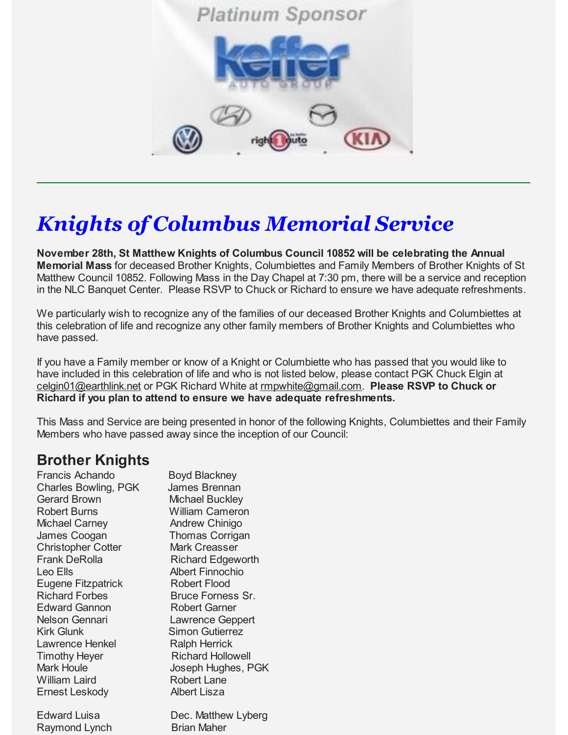Platinum Sponsor

keffer AUTO GROUP

---

# *Knights of Columbus Memorial Service*

**November 28th, St Matthew Knights of Columbus Council 10852 will be celebrating the Annual Memorial Mass** for deceased Brother Knights, Columbiettes and Family Members of Brother Knights of St Matthew Council 10852. Following Mass in the Day Chapel at 7:30 pm, there will be a service and reception in the NLC Banquet Center. Please RSVP to Chuck or Richard to ensure we have adequate refreshments.

We particularly wish to recognize any of the families of our deceased Brother Knights and Columbiettes at this celebration of life and recognize any other family members of Brother Knights and Columbiettes who have passed.

If you have a Family member or know of a Knight or Columbiette who has passed that you would like to have included in this celebration of life and who is not listed below, please contact PGK Chuck Elgin at celgin01@earthlink.net or PGK Richard White at rmpwhite@gmail.com. **Please RSVP to Chuck or Richard if you plan to attend to ensure we have adequate refreshments.**

This Mass and Service are being presented in honor of the following Knights, Columbiettes and their Family Members who have passed away since the inception of our Council:

## Brother Knights

Francis Achando
Boyd Blackney
Charles Bowling, PGK
James Brennan
Gerard Brown
Michael Buckley
Robert Burns
William Cameron
Michael Carney
Andrew Chinigo
James Coogan
Thomas Corrigan
Christopher Cotter
Mark Creasser
Frank DeRolla
Richard Edgeworth
Leo Ells
Albert Finnochio
Eugene Fitzpatrick
Robert Flood
Richard Forbes
Bruce Forness Sr.
Edward Gannon
Robert Garner
Nelson Gennari
Lawrence Geppert
Kirk Glunk
Simon Gutierrez
Lawrence Henkel
Ralph Herrick
Timothy Heyer
Richard Hollowell
Mark Houle
Joseph Hughes, PGK
William Laird
Robert Lane
Ernest Leskody
Albert Lisza
Edward Luisa
Dec. Matthew Lyberg
Raymond Lynch
Brian Maher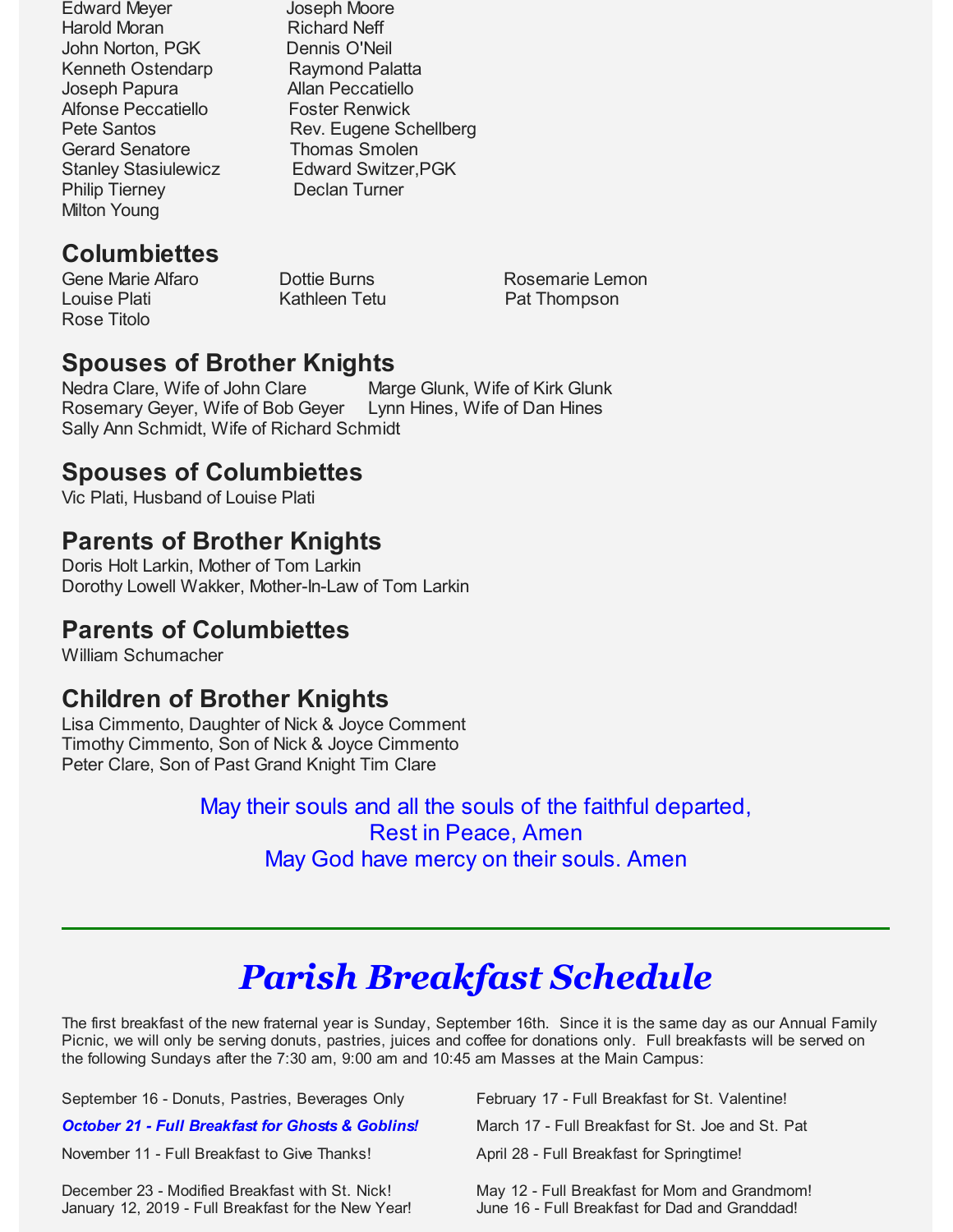Edward Meyer
Joseph Moore
Harold Moran
Richard Neff
John Norton, PGK
Dennis O'Neil
Kenneth Ostendarp
Raymond Palatta
Joseph Papura
Allan Peccatiello
Alfonse Peccatiello
Foster Renwick
Pete Santos
Rev. Eugene Schellberg
Gerard Senatore
Thomas Smolen
Stanley Stasiulewicz
Edward Switzer,PGK
Philip Tierney
Declan Turner
Milton Young

## Columbiettes

Gene Marie Alfaro
Dottie Burns
Rosemarie Lemon
Louise Plati
Kathleen Tetu
Pat Thompson
Rose Titolo

## Spouses of Brother Knights

Nedra Clare, Wife of John Clare
Marge Glunk, Wife of Kirk Glunk
Rosemary Geyer, Wife of Bob Geyer
Lynn Hines, Wife of Dan Hines
Sally Ann Schmidt, Wife of Richard Schmidt

## Spouses of Columbiettes

Vic Plati, Husband of Louise Plati

## Parents of Brother Knights

Doris Holt Larkin, Mother of Tom Larkin
Dorothy Lowell Wakker, Mother-In-Law of Tom Larkin

## Parents of Columbiettes

William Schumacher

## Children of Brother Knights

Lisa Cimmento, Daughter of Nick & Joyce Comment
Timothy Cimmento, Son of Nick & Joyce Cimmento
Peter Clare, Son of Past Grand Knight Tim Clare

May their souls and all the souls of the faithful departed,
Rest in Peace, Amen
May God have mercy on their souls. Amen

---

# *Parish Breakfast Schedule*

The first breakfast of the new fraternal year is Sunday, September 16th. Since it is the same day as our Annual Family Picnic, we will only be serving donuts, pastries, juices and coffee for donations only. Full breakfasts will be served on the following Sundays after the 7:30 am, 9:00 am and 10:45 am Masses at the Main Campus:

September 16 - Donuts, Pastries, Beverages Only

***October 21 - Full Breakfast for Ghosts & Goblins!***

November 11 - Full Breakfast to Give Thanks!

December 23 - Modified Breakfast with St. Nick!

January 12, 2019 - Full Breakfast for the New Year!

February 17 - Full Breakfast for St. Valentine!

March 17 - Full Breakfast for St. Joe and St. Pat

April 28 - Full Breakfast for Springtime!

May 12 - Full Breakfast for Mom and Grandmom!

June 16 - Full Breakfast for Dad and Granddad!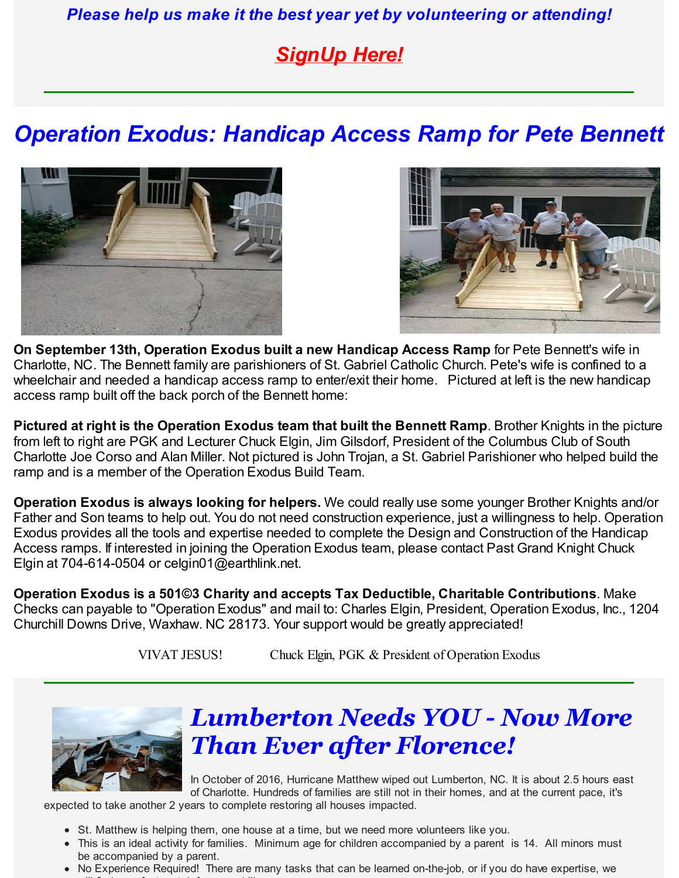*Please help us make it the best year yet by volunteering or attending!*

***SignUp Here!***

# *Operation Exodus: Handicap Access Ramp for Pete Bennett*

**On September 13th, Operation Exodus built a new Handicap Access Ramp** for Pete Bennett's wife in Charlotte, NC. The Bennett family are parishioners of St. Gabriel Catholic Church. Pete's wife is confined to a wheelchair and needed a handicap access ramp to enter/exit their home. Pictured at left is the new handicap access ramp built off the back porch of the Bennett home:

**Pictured at right is the Operation Exodus team that built the Bennett Ramp**. Brother Knights in the picture from left to right are PGK and Lecturer Chuck Elgin, Jim Gilsdorf, President of the Columbus Club of South Charlotte Joe Corso and Alan Miller. Not pictured is John Trojan, a St. Gabriel Parishioner who helped build the ramp and is a member of the Operation Exodus Build Team.

**Operation Exodus is always looking for helpers.** We could really use some younger Brother Knights and/or Father and Son teams to help out. You do not need construction experience, just a willingness to help. Operation Exodus provides all the tools and expertise needed to complete the Design and Construction of the Handicap Access ramps. If interested in joining the Operation Exodus team, please contact Past Grand Knight Chuck Elgin at 704-614-0504 or celgin01@earthlink.net.

**Operation Exodus is a 501©3 Charity and accepts Tax Deductible, Charitable Contributions**. Make Checks can payable to "Operation Exodus" and mail to: Charles Elgin, President, Operation Exodus, Inc., 1204 Churchill Downs Drive, Waxhaw. NC 28173. Your support would be greatly appreciated!

VIVAT JESUS! Chuck Elgin, PGK & President of Operation Exodus

# *Lumberton Needs YOU - Now More Than Ever after Florence!*

In October of 2016, Hurricane Matthew wiped out Lumberton, NC. It is about 2.5 hours east of Charlotte. Hundreds of families are still not in their homes, and at the current pace, it's expected to take another 2 years to complete restoring all houses impacted.

- St. Matthew is helping them, one house at a time, but we need more volunteers like you.
- This is an ideal activity for families. Minimum age for children accompanied by a parent is 14. All minors must be accompanied by a parent.
- No Experience Required! There are many tasks that can be learned on-the-job, or if you do have expertise, we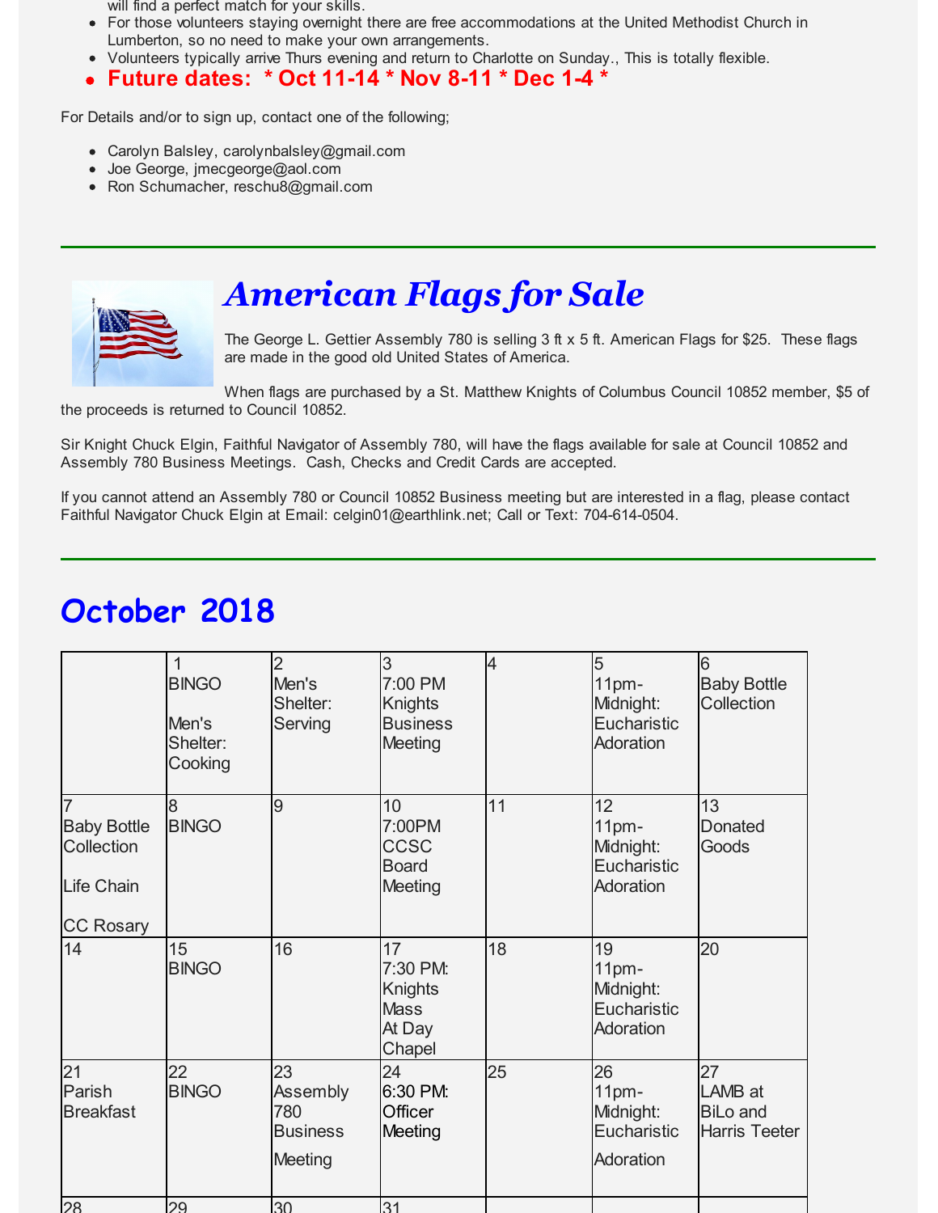will find a perfect match for your skills.

- For those volunteers staying overnight there are free accommodations at the United Methodist Church in Lumberton, so no need to make your own arrangements.
- Volunteers typically arrive Thurs evening and return to Charlotte on Sunday., This is totally flexible.
- **Future dates: * Oct 11-14 * Nov 8-11 * Dec 1-4 ***

For Details and/or to sign up, contact one of the following;

- Carolyn Balsley, carolynbalsley@gmail.com
- Joe George, jmcgeorge@aol.com
- Ron Schumacher, reschu8@gmail.com

---

## *American Flags for Sale*

The George L. Gettier Assembly 780 is selling 3 ft x 5 ft. American Flags for $25. These flags are made in the good old United States of America.

When flags are purchased by a St. Matthew Knights of Columbus Council 10852 member, $5 of the proceeds is returned to Council 10852.

Sir Knight Chuck Elgin, Faithful Navigator of Assembly 780, will have the flags available for sale at Council 10852 and Assembly 780 Business Meetings. Cash, Checks and Credit Cards are accepted.

If you cannot attend an Assembly 780 or Council 10852 Business meeting but are interested in a flag, please contact Faithful Navigator Chuck Elgin at Email: celgin01@earthlink.net; Call or Text: 704-614-0504.

---

## October 2018

| | | | | | | |
|---|---|---|---|---|---|---|
| | 1 BINGO Men's Shelter: Cooking | 2 Men's Shelter: Serving | 3 7:00 PM Knights Business Meeting | 4 | 5 11pm-Midnight: Eucharistic Adoration | 6 Baby Bottle Collection |
| 7 Baby Bottle Collection Life Chain CC Rosary | 8 BINGO | 9 | 10 7:00PM CCSC Board Meeting | 11 | 12 11pm-Midnight: Eucharistic Adoration | 13 Donated Goods |
| 14 | 15 BINGO | 16 | 17 7:30 PM: Knights Mass At Day Chapel | 18 | 19 11pm-Midnight: Eucharistic Adoration | 20 |
| 21 Parish Breakfast | 22 BINGO | 23 Assembly 780 Business Meeting | 24 6:30 PM: Officer Meeting | 25 | 26 11pm-Midnight: Eucharistic Adoration | 27 LAMB at BiLo and Harris Teeter |
| 28 | 29 | 30 | 31 | | | |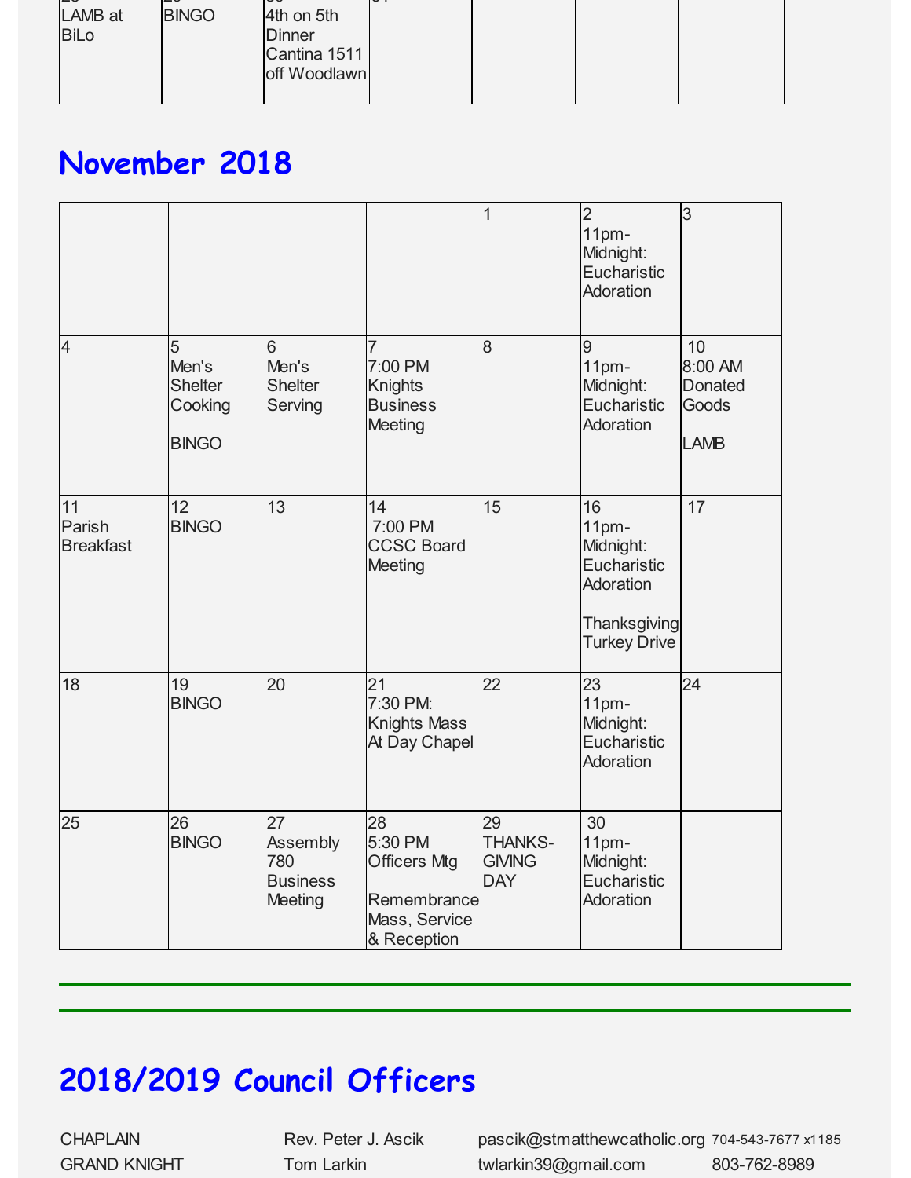| 28 LAMB at BiLo | 29 BINGO | 30 4th on 5th Dinner Cantina 1511 off Woodlawn | 31 | | | |
|---|---|---|---|---|---|---|

## November 2018

| | | | | | | |
|---|---|---|---|---|---|---|
| | | | | 1 | 2 11pm-Midnight: Eucharistic Adoration | 3 |
| 4 | 5 Men's Shelter Cooking<br><br>BINGO | 6 Men's Shelter Serving | 7 7:00 PM Knights Business Meeting | 8 | 9 11pm-Midnight: Eucharistic Adoration | 10 8:00 AM Donated Goods<br><br>LAMB |
| 11 Parish Breakfast | 12 BINGO | 13 | 14 7:00 PM CCSC Board Meeting | 15 | 16 11pm-Midnight: Eucharistic Adoration<br><br>Thanksgiving Turkey Drive | 17 |
| 18 | 19 BINGO | 20 | 21 7:30 PM: Knights Mass At Day Chapel | 22 | 23 11pm-Midnight: Eucharistic Adoration | 24 |
| 25 | 26 BINGO | 27 Assembly 780 Business Meeting | 28 5:30 PM Officers Mtg<br><br>Remembrance Mass, Service & Reception | 29 THANKS-GIVING DAY | 30 11pm-Midnight: Eucharistic Adoration | |

---

## 2018/2019 Council Officers

| | | | |
|---|---|---|---|
| CHAPLAIN | Rev. Peter J. Ascik | pascik@stmatthewcatholic.org | 704-543-7677 x1185 |
| GRAND KNIGHT | Tom Larkin | twlarkin39@gmail.com | 803-762-8989 |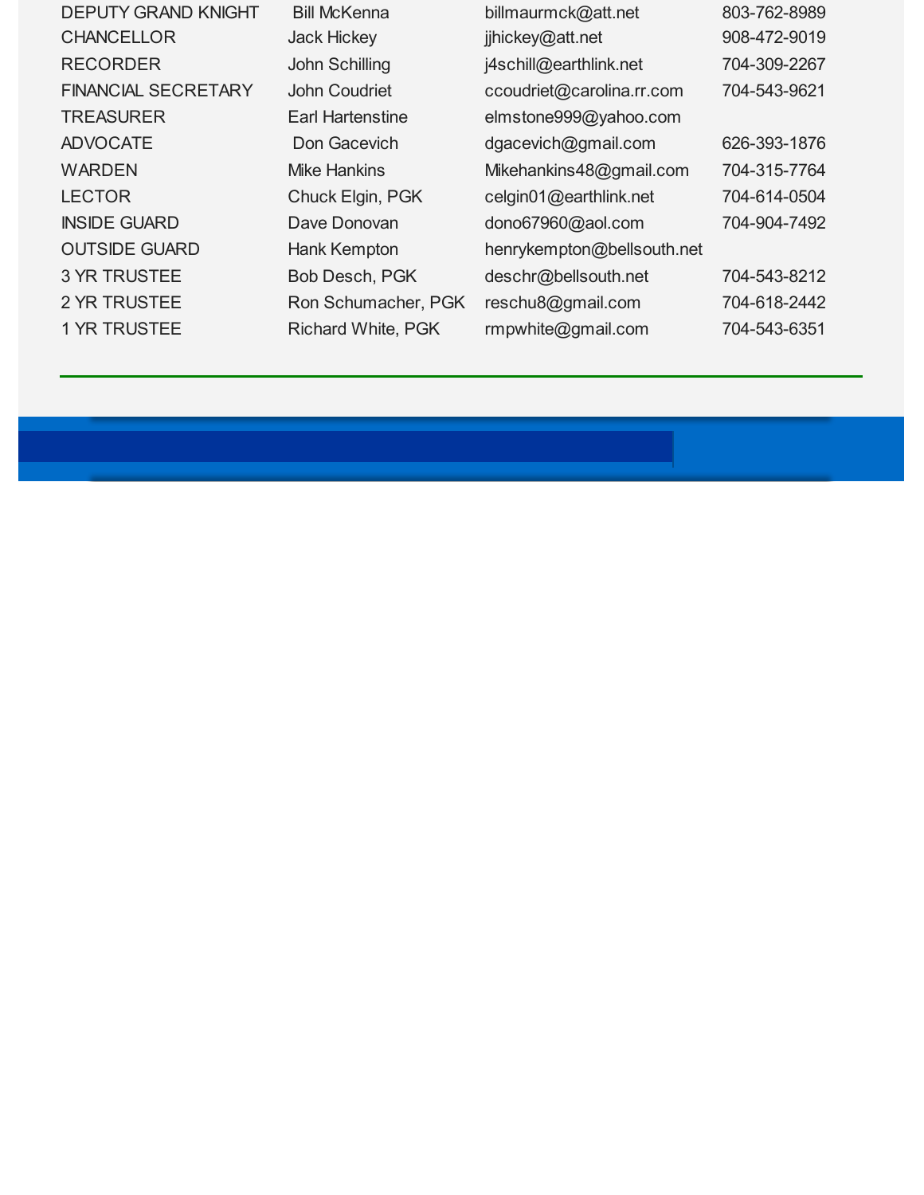| | | | |
|---|---|---|---|
| DEPUTY GRAND KNIGHT | Bill McKenna | billmaurmck@att.net | 803-762-8989 |
| CHANCELLOR | Jack Hickey | jjhickey@att.net | 908-472-9019 |
| RECORDER | John Schilling | j4schill@earthlink.net | 704-309-2267 |
| FINANCIAL SECRETARY | John Coudriet | ccoudriet@carolina.rr.com | 704-543-9621 |
| TREASURER | Earl Hartenstine | elmstone999@yahoo.com | |
| ADVOCATE | Don Gacevich | dgacevich@gmail.com | 626-393-1876 |
| WARDEN | Mike Hankins | Mikehankins48@gmail.com | 704-315-7764 |
| LECTOR | Chuck Elgin, PGK | celgin01@earthlink.net | 704-614-0504 |
| INSIDE GUARD | Dave Donovan | dono67960@aol.com | 704-904-7492 |
| OUTSIDE GUARD | Hank Kempton | henrykempton@bellsouth.net | |
| 3 YR TRUSTEE | Bob Desch, PGK | deschr@bellsouth.net | 704-543-8212 |
| 2 YR TRUSTEE | Ron Schumacher, PGK | reschu8@gmail.com | 704-618-2442 |
| 1 YR TRUSTEE | Richard White, PGK | rmpwhite@gmail.com | 704-543-6351 |